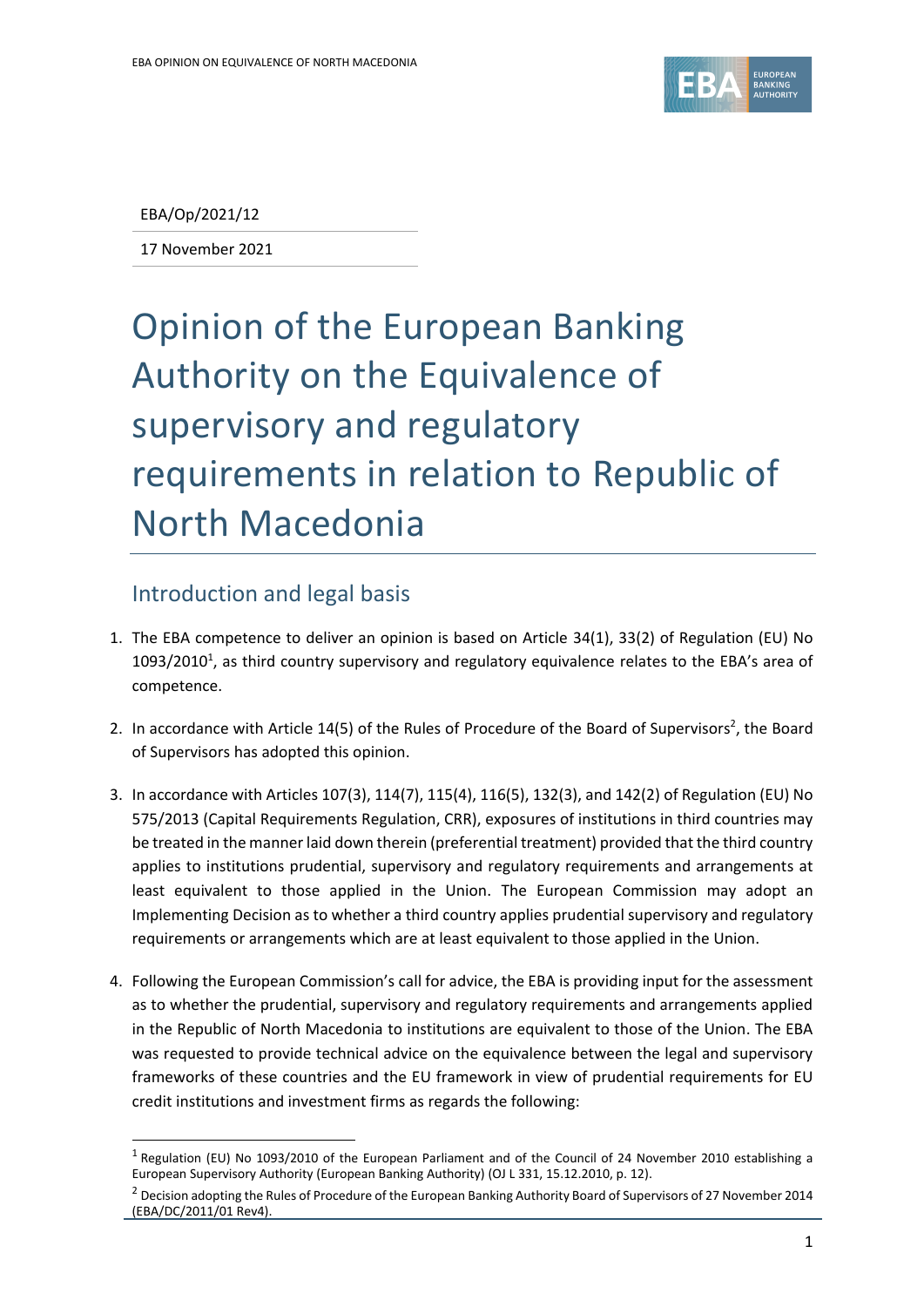EBA/Op/2021/12

17 November 2021

# Opinion of the European Banking Authority on the Equivalence of supervisory and regulatory requirements in relation to Republic of North Macedonia

## Introduction and legal basis

1. The EBA competence to deliver an opinion is based on Article 34(1), 33(2) of Regulation (EU) No 1093/2010[1], as third country supervisory and regulatory equivalence relates to the EBA's area of competence.

2. In accordance with Article 14(5) of the Rules of Procedure of the Board of Supervisors[2], the Board of Supervisors has adopted this opinion.

3. In accordance with Articles 107(3), 114(7), 115(4), 116(5), 132(3), and 142(2) of Regulation (EU) No 575/2013 (Capital Requirements Regulation, CRR), exposures of institutions in third countries may be treated in the manner laid down therein (preferential treatment) provided that the third country applies to institutions prudential, supervisory and regulatory requirements and arrangements at least equivalent to those applied in the Union. The European Commission may adopt an Implementing Decision as to whether a third country applies prudential supervisory and regulatory requirements or arrangements which are at least equivalent to those applied in the Union.

4. Following the European Commission's call for advice, the EBA is providing input for the assessment as to whether the prudential, supervisory and regulatory requirements and arrangements applied in the Republic of North Macedonia to institutions are equivalent to those of the Union. The EBA was requested to provide technical advice on the equivalence between the legal and supervisory frameworks of these countries and the EU framework in view of prudential requirements for EU credit institutions and investment firms as regards the following:

[1] Regulation (EU) No 1093/2010 of the European Parliament and of the Council of 24 November 2010 establishing a European Supervisory Authority (European Banking Authority) (OJ L 331, 15.12.2010, p. 12).

[2] Decision adopting the Rules of Procedure of the European Banking Authority Board of Supervisors of 27 November 2014 (EBA/DC/2011/01 Rev4).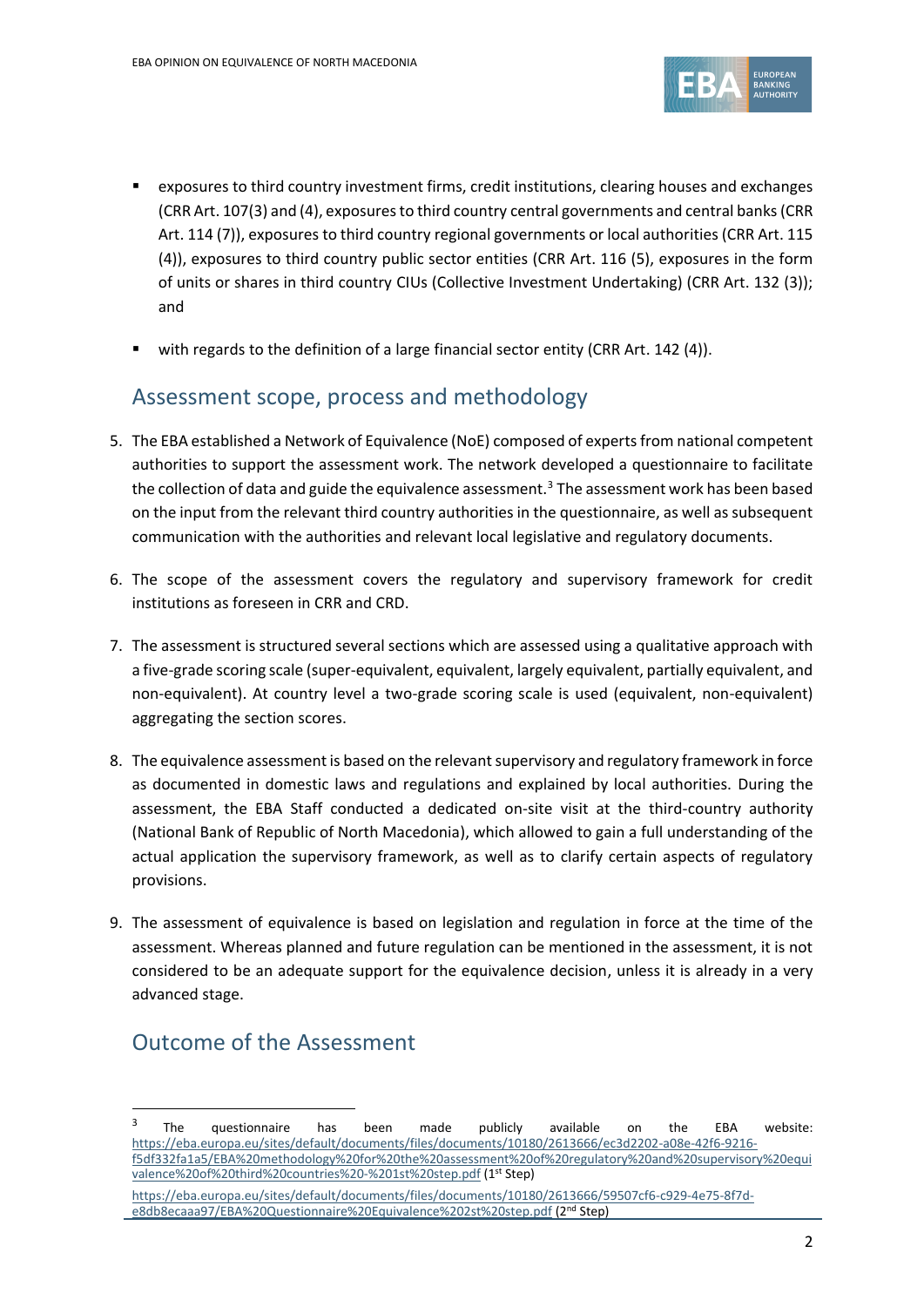- exposures to third country investment firms, credit institutions, clearing houses and exchanges (CRR Art. 107(3) and (4), exposures to third country central governments and central banks (CRR Art. 114 (7)), exposures to third country regional governments or local authorities (CRR Art. 115 (4)), exposures to third country public sector entities (CRR Art. 116 (5), exposures in the form of units or shares in third country CIUs (Collective Investment Undertaking) (CRR Art. 132 (3)); and
- with regards to the definition of a large financial sector entity (CRR Art. 142 (4)).

## Assessment scope, process and methodology

5. The EBA established a Network of Equivalence (NoE) composed of experts from national competent authorities to support the assessment work. The network developed a questionnaire to facilitate the collection of data and guide the equivalence assessment.[3] The assessment work has been based on the input from the relevant third country authorities in the questionnaire, as well as subsequent communication with the authorities and relevant local legislative and regulatory documents.

6. The scope of the assessment covers the regulatory and supervisory framework for credit institutions as foreseen in CRR and CRD.

7. The assessment is structured several sections which are assessed using a qualitative approach with a five-grade scoring scale (super-equivalent, equivalent, largely equivalent, partially equivalent, and non-equivalent). At country level a two-grade scoring scale is used (equivalent, non-equivalent) aggregating the section scores.

8. The equivalence assessment is based on the relevant supervisory and regulatory framework in force as documented in domestic laws and regulations and explained by local authorities. During the assessment, the EBA Staff conducted a dedicated on-site visit at the third-country authority (National Bank of Republic of North Macedonia), which allowed to gain a full understanding of the actual application the supervisory framework, as well as to clarify certain aspects of regulatory provisions.

9. The assessment of equivalence is based on legislation and regulation in force at the time of the assessment. Whereas planned and future regulation can be mentioned in the assessment, it is not considered to be an adequate support for the equivalence decision, unless it is already in a very advanced stage.

## Outcome of the Assessment

---

[3] The questionnaire has been made publicly available on the EBA website: https://eba.europa.eu/sites/default/documents/files/documents/10180/2613666/ec3d2202-a08e-42f6-9216-f5df332fa1a5/EBA%20methodology%20for%20the%20assessment%20of%20regulatory%20and%20supervisory%20equivalence%20of%20third%20countries%20-%201st%20step.pdf (1st Step)

https://eba.europa.eu/sites/default/documents/files/documents/10180/2613666/59507cf6-c929-4e75-8f7d-e8db8ecaaa97/EBA%20Questionnaire%20Equivalence%202st%20step.pdf (2nd Step)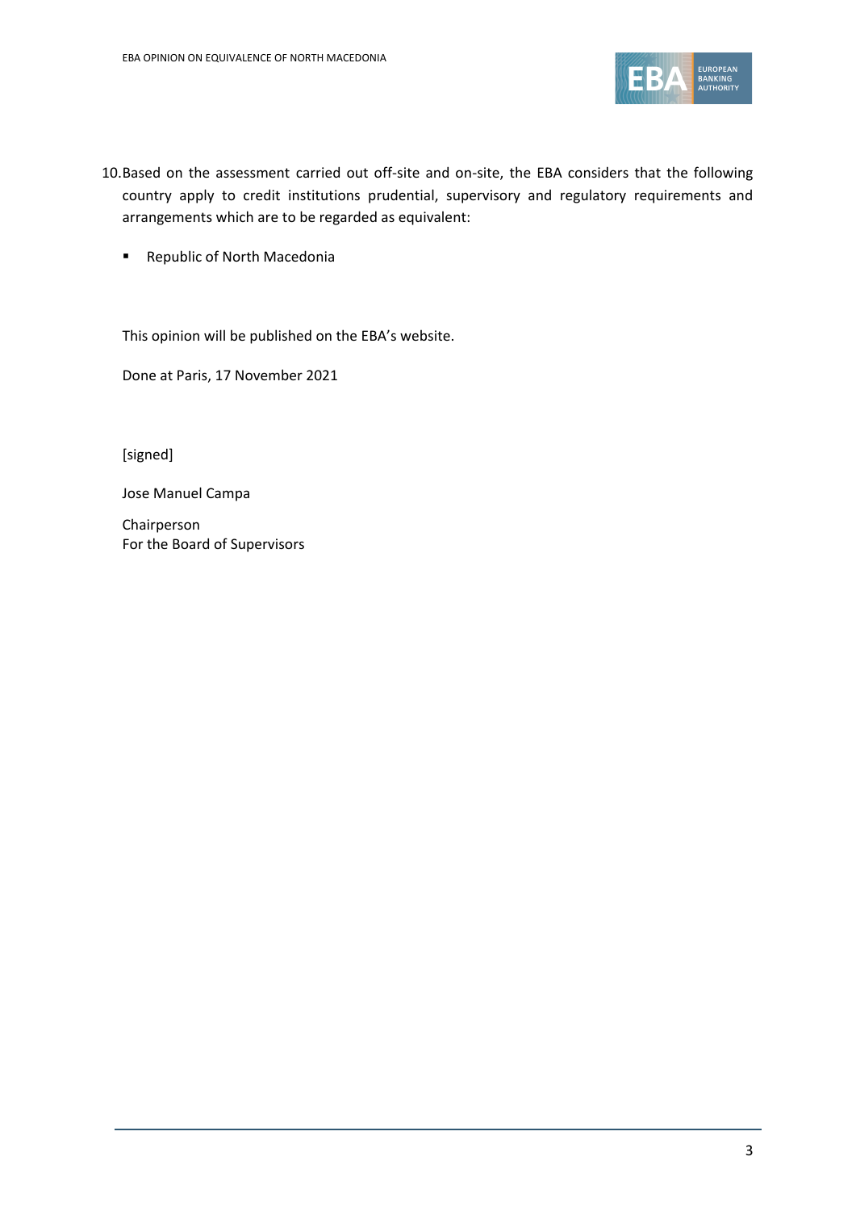10. Based on the assessment carried out off-site and on-site, the EBA considers that the following country apply to credit institutions prudential, supervisory and regulatory requirements and arrangements which are to be regarded as equivalent:

   - Republic of North Macedonia

This opinion will be published on the EBA's website.

Done at Paris, 17 November 2021

[signed]

Jose Manuel Campa

Chairperson
For the Board of Supervisors